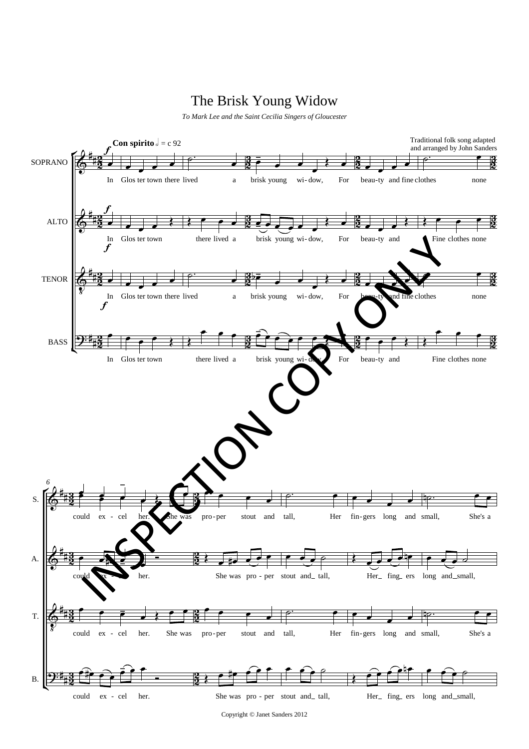# The Brisk Young Widow

*To Mark Lee and the Saint Cecilia Singers of Gloucester*

Traditional folk song adapted and arranged by John Sanders

**Con spirito** 𝅗𝅥 = c 92

SOPRANO: In Glos ter town there lived a brisk young wi-dow, For beau-ty and fine clothes none could ex-cel her. She was pro-per stout and tall, Her fin-gers long and small, She's a

ALTO: In Glos ter town there lived a brisk young wi-dow, For beau-ty and Fine clothes none could ex-cel her. She was pro-per stout and_ tall, Her_ fing_ers long and_small,

TENOR: In Glos ter town there lived a brisk young wi-dow, For beau-ty and fine clothes none could ex-cel her. She was pro-per stout and tall, Her fin-gers long and small, She's a

BASS: In Glos ter town there lived a brisk young wi-dow, For beau-ty and Fine clothes none could ex-cel her. She was pro-per stout and_ tall, Her_ fing_ers long and_small,

INSPECTION COPY ONLY

Copyright © Janet Sanders 2012